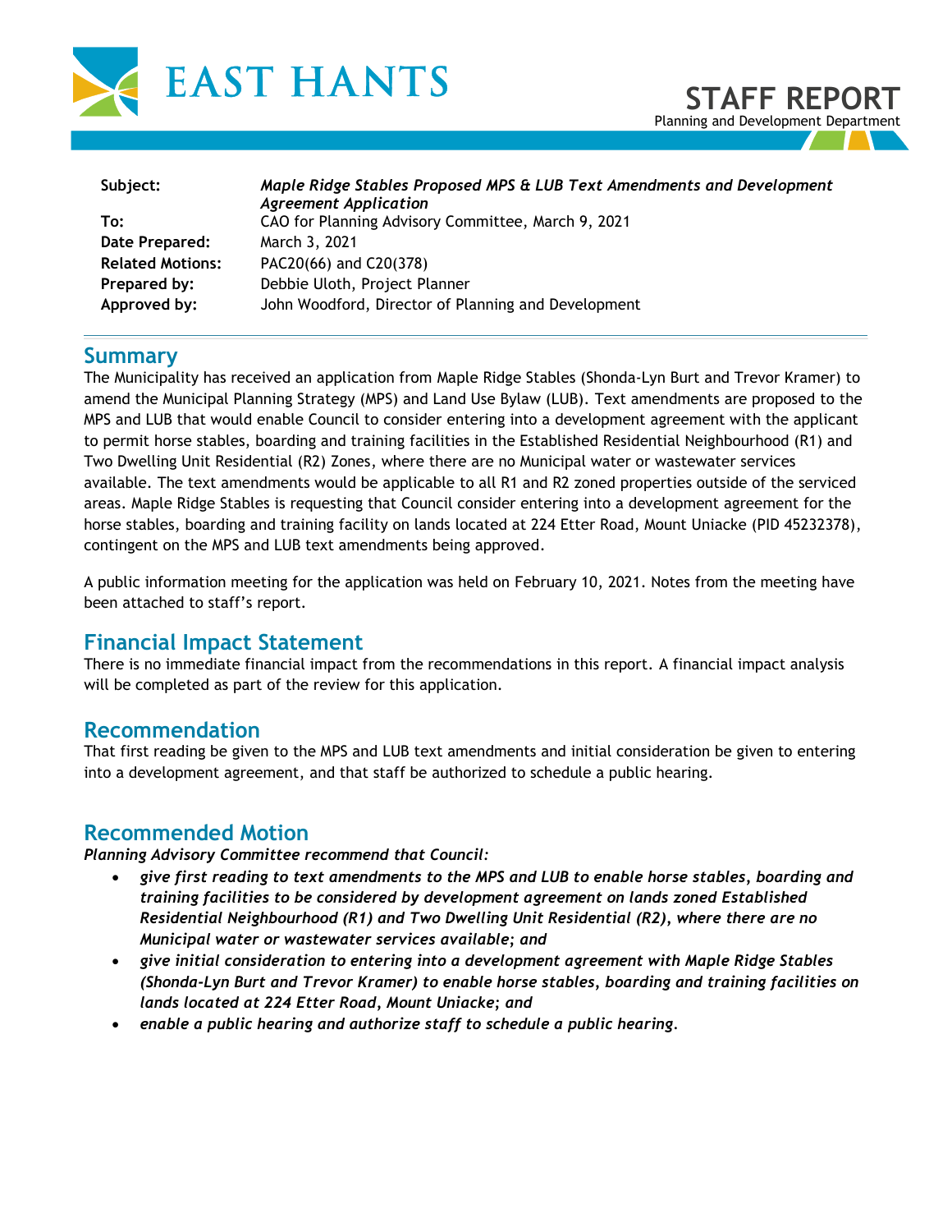# EAST HANTS

**STAFF REPORT**
Planning and Development Department

| | |
|---|---|
| **Subject:** | ***Maple Ridge Stables Proposed MPS & LUB Text Amendments and Development Agreement Application*** |
| **To:** | CAO for Planning Advisory Committee, March 9, 2021 |
| **Date Prepared:** | March 3, 2021 |
| **Related Motions:** | PAC20(66) and C20(378) |
| **Prepared by:** | Debbie Uloth, Project Planner |
| **Approved by:** | John Woodford, Director of Planning and Development |

## Summary

The Municipality has received an application from Maple Ridge Stables (Shonda-Lyn Burt and Trevor Kramer) to amend the Municipal Planning Strategy (MPS) and Land Use Bylaw (LUB). Text amendments are proposed to the MPS and LUB that would enable Council to consider entering into a development agreement with the applicant to permit horse stables, boarding and training facilities in the Established Residential Neighbourhood (R1) and Two Dwelling Unit Residential (R2) Zones, where there are no Municipal water or wastewater services available. The text amendments would be applicable to all R1 and R2 zoned properties outside of the serviced areas. Maple Ridge Stables is requesting that Council consider entering into a development agreement for the horse stables, boarding and training facility on lands located at 224 Etter Road, Mount Uniacke (PID 45232378), contingent on the MPS and LUB text amendments being approved.

A public information meeting for the application was held on February 10, 2021. Notes from the meeting have been attached to staff's report.

## Financial Impact Statement

There is no immediate financial impact from the recommendations in this report. A financial impact analysis will be completed as part of the review for this application.

## Recommendation

That first reading be given to the MPS and LUB text amendments and initial consideration be given to entering into a development agreement, and that staff be authorized to schedule a public hearing.

## Recommended Motion

***Planning Advisory Committee recommend that Council:***

- ***give first reading to text amendments to the MPS and LUB to enable horse stables, boarding and training facilities to be considered by development agreement on lands zoned Established Residential Neighbourhood (R1) and Two Dwelling Unit Residential (R2), where there are no Municipal water or wastewater services available; and***
- ***give initial consideration to entering into a development agreement with Maple Ridge Stables (Shonda-Lyn Burt and Trevor Kramer) to enable horse stables, boarding and training facilities on lands located at 224 Etter Road, Mount Uniacke; and***
- ***enable a public hearing and authorize staff to schedule a public hearing.***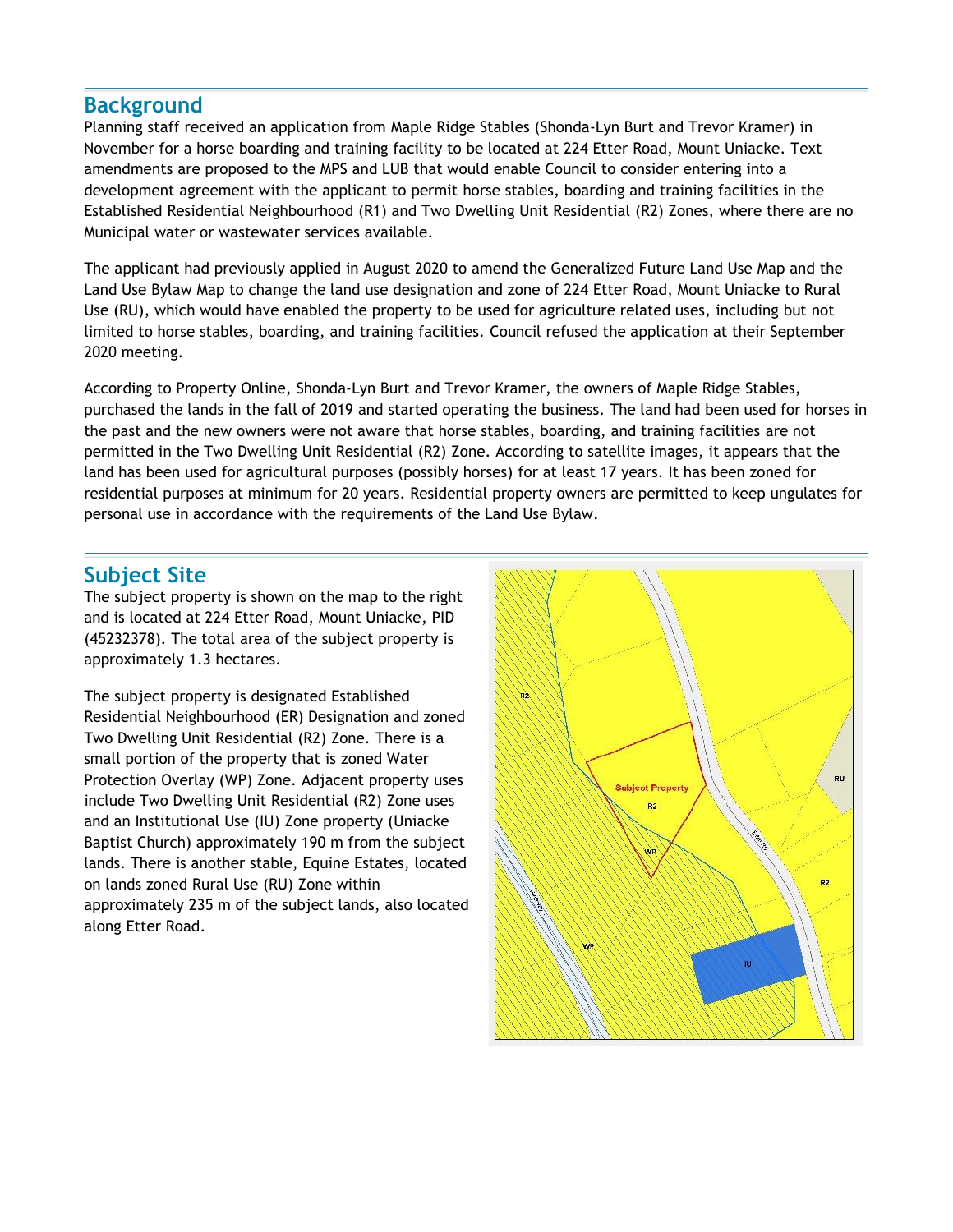## Background

Planning staff received an application from Maple Ridge Stables (Shonda-Lyn Burt and Trevor Kramer) in November for a horse boarding and training facility to be located at 224 Etter Road, Mount Uniacke. Text amendments are proposed to the MPS and LUB that would enable Council to consider entering into a development agreement with the applicant to permit horse stables, boarding and training facilities in the Established Residential Neighbourhood (R1) and Two Dwelling Unit Residential (R2) Zones, where there are no Municipal water or wastewater services available.

The applicant had previously applied in August 2020 to amend the Generalized Future Land Use Map and the Land Use Bylaw Map to change the land use designation and zone of 224 Etter Road, Mount Uniacke to Rural Use (RU), which would have enabled the property to be used for agriculture related uses, including but not limited to horse stables, boarding, and training facilities. Council refused the application at their September 2020 meeting.

According to Property Online, Shonda-Lyn Burt and Trevor Kramer, the owners of Maple Ridge Stables, purchased the lands in the fall of 2019 and started operating the business. The land had been used for horses in the past and the new owners were not aware that horse stables, boarding, and training facilities are not permitted in the Two Dwelling Unit Residential (R2) Zone. According to satellite images, it appears that the land has been used for agricultural purposes (possibly horses) for at least 17 years. It has been zoned for residential purposes at minimum for 20 years. Residential property owners are permitted to keep ungulates for personal use in accordance with the requirements of the Land Use Bylaw.

## Subject Site

The subject property is shown on the map to the right and is located at 224 Etter Road, Mount Uniacke, PID (45232378). The total area of the subject property is approximately 1.3 hectares.

The subject property is designated Established Residential Neighbourhood (ER) Designation and zoned Two Dwelling Unit Residential (R2) Zone. There is a small portion of the property that is zoned Water Protection Overlay (WP) Zone. Adjacent property uses include Two Dwelling Unit Residential (R2) Zone uses and an Institutional Use (IU) Zone property (Uniacke Baptist Church) approximately 190 m from the subject lands. There is another stable, Equine Estates, located on lands zoned Rural Use (RU) Zone within approximately 235 m of the subject lands, also located along Etter Road.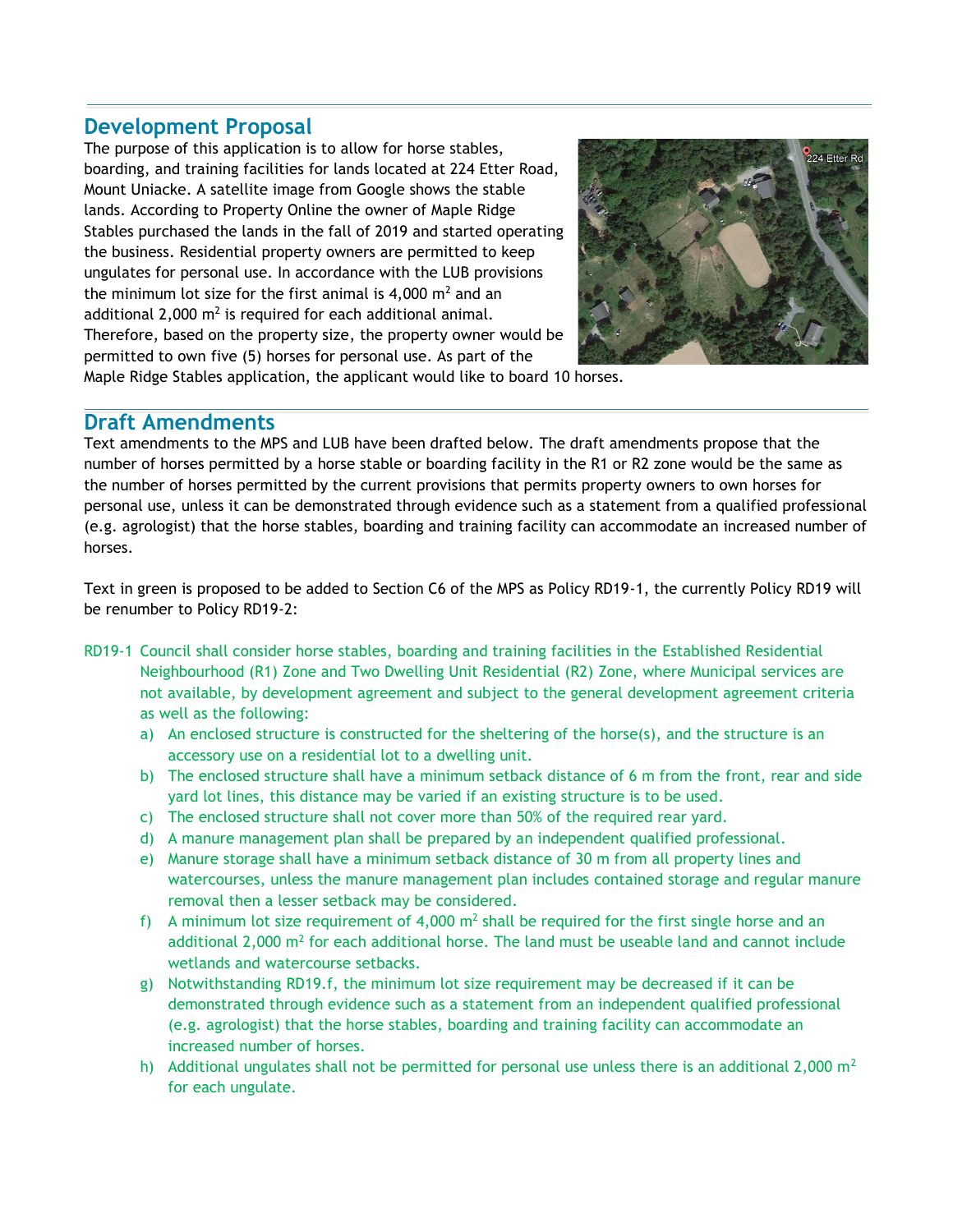## Development Proposal

The purpose of this application is to allow for horse stables, boarding, and training facilities for lands located at 224 Etter Road, Mount Uniacke. A satellite image from Google shows the stable lands. According to Property Online the owner of Maple Ridge Stables purchased the lands in the fall of 2019 and started operating the business. Residential property owners are permitted to keep ungulates for personal use. In accordance with the LUB provisions the minimum lot size for the first animal is 4,000 $m^2$ and an additional 2,000 $m^2$ is required for each additional animal. Therefore, based on the property size, the property owner would be permitted to own five (5) horses for personal use. As part of the Maple Ridge Stables application, the applicant would like to board 10 horses.

## Draft Amendments

Text amendments to the MPS and LUB have been drafted below. The draft amendments propose that the number of horses permitted by a horse stable or boarding facility in the R1 or R2 zone would be the same as the number of horses permitted by the current provisions that permits property owners to own horses for personal use, unless it can be demonstrated through evidence such as a statement from a qualified professional (e.g. agrologist) that the horse stables, boarding and training facility can accommodate an increased number of horses.

Text in green is proposed to be added to Section C6 of the MPS as Policy RD19-1, the currently Policy RD19 will be renumber to Policy RD19-2:

RD19-1 Council shall consider horse stables, boarding and training facilities in the Established Residential Neighbourhood (R1) Zone and Two Dwelling Unit Residential (R2) Zone, where Municipal services are not available, by development agreement and subject to the general development agreement criteria as well as the following:

a) An enclosed structure is constructed for the sheltering of the horse(s), and the structure is an accessory use on a residential lot to a dwelling unit.
b) The enclosed structure shall have a minimum setback distance of 6 m from the front, rear and side yard lot lines, this distance may be varied if an existing structure is to be used.
c) The enclosed structure shall not cover more than 50% of the required rear yard.
d) A manure management plan shall be prepared by an independent qualified professional.
e) Manure storage shall have a minimum setback distance of 30 m from all property lines and watercourses, unless the manure management plan includes contained storage and regular manure removal then a lesser setback may be considered.
f) A minimum lot size requirement of 4,000 $m^2$ shall be required for the first single horse and an additional 2,000 $m^2$ for each additional horse. The land must be useable land and cannot include wetlands and watercourse setbacks.
g) Notwithstanding RD19.f, the minimum lot size requirement may be decreased if it can be demonstrated through evidence such as a statement from an independent qualified professional (e.g. agrologist) that the horse stables, boarding and training facility can accommodate an increased number of horses.
h) Additional ungulates shall not be permitted for personal use unless there is an additional 2,000 $m^2$ for each ungulate.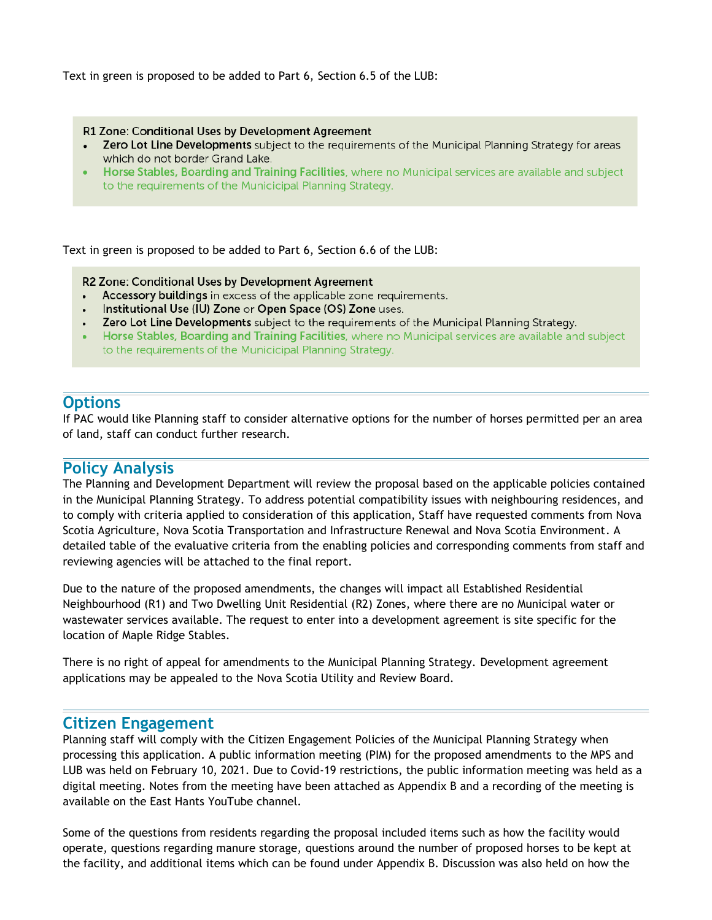Text in green is proposed to be added to Part 6, Section 6.5 of the LUB:

**R1 Zone: Conditional Uses by Development Agreement**

- **Zero Lot Line Developments** subject to the requirements of the Municipal Planning Strategy for areas which do not border Grand Lake.
- **Horse Stables, Boarding and Training Facilities**, where no Municipal services are available and subject to the requirements of the Municipal Planning Strategy.

Text in green is proposed to be added to Part 6, Section 6.6 of the LUB:

**R2 Zone: Conditional Uses by Development Agreement**

- **Accessory buildings** in excess of the applicable zone requirements.
- **Institutional Use (IU) Zone** or **Open Space (OS) Zone** uses.
- **Zero Lot Line Developments** subject to the requirements of the Municipal Planning Strategy.
- **Horse Stables, Boarding and Training Facilities**, where no Municipal services are available and subject to the requirements of the Municicipal Planning Strategy.

## Options

If PAC would like Planning staff to consider alternative options for the number of horses permitted per an area of land, staff can conduct further research.

## Policy Analysis

The Planning and Development Department will review the proposal based on the applicable policies contained in the Municipal Planning Strategy. To address potential compatibility issues with neighbouring residences, and to comply with criteria applied to consideration of this application, Staff have requested comments from Nova Scotia Agriculture, Nova Scotia Transportation and Infrastructure Renewal and Nova Scotia Environment. A detailed table of the evaluative criteria from the enabling policies and corresponding comments from staff and reviewing agencies will be attached to the final report.

Due to the nature of the proposed amendments, the changes will impact all Established Residential Neighbourhood (R1) and Two Dwelling Unit Residential (R2) Zones, where there are no Municipal water or wastewater services available. The request to enter into a development agreement is site specific for the location of Maple Ridge Stables.

There is no right of appeal for amendments to the Municipal Planning Strategy. Development agreement applications may be appealed to the Nova Scotia Utility and Review Board.

## Citizen Engagement

Planning staff will comply with the Citizen Engagement Policies of the Municipal Planning Strategy when processing this application. A public information meeting (PIM) for the proposed amendments to the MPS and LUB was held on February 10, 2021. Due to Covid-19 restrictions, the public information meeting was held as a digital meeting. Notes from the meeting have been attached as Appendix B and a recording of the meeting is available on the East Hants YouTube channel.

Some of the questions from residents regarding the proposal included items such as how the facility would operate, questions regarding manure storage, questions around the number of proposed horses to be kept at the facility, and additional items which can be found under Appendix B. Discussion was also held on how the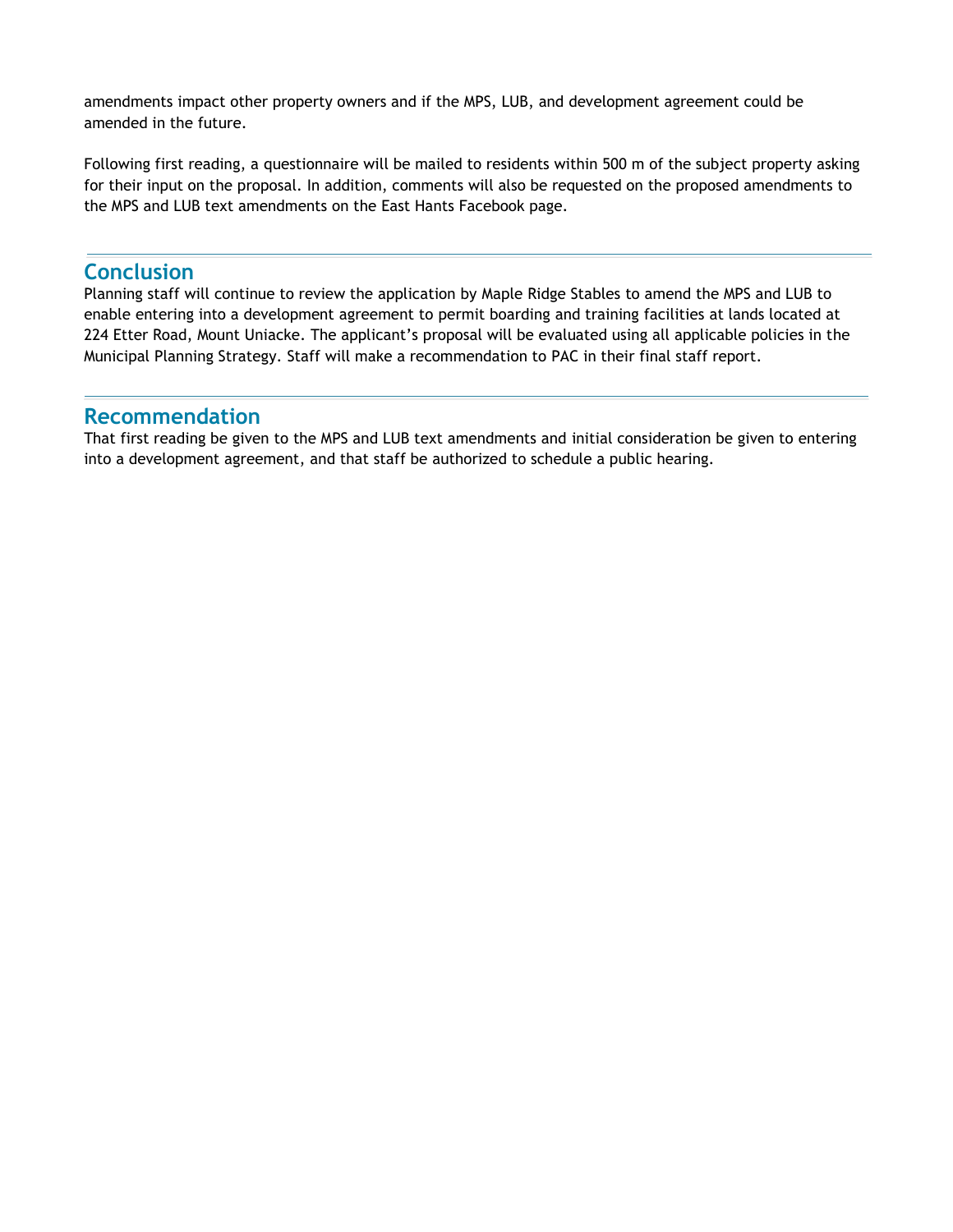amendments impact other property owners and if the MPS, LUB, and development agreement could be amended in the future.

Following first reading, a questionnaire will be mailed to residents within 500 m of the subject property asking for their input on the proposal. In addition, comments will also be requested on the proposed amendments to the MPS and LUB text amendments on the East Hants Facebook page.

## Conclusion

Planning staff will continue to review the application by Maple Ridge Stables to amend the MPS and LUB to enable entering into a development agreement to permit boarding and training facilities at lands located at 224 Etter Road, Mount Uniacke. The applicant's proposal will be evaluated using all applicable policies in the Municipal Planning Strategy. Staff will make a recommendation to PAC in their final staff report.

## Recommendation

That first reading be given to the MPS and LUB text amendments and initial consideration be given to entering into a development agreement, and that staff be authorized to schedule a public hearing.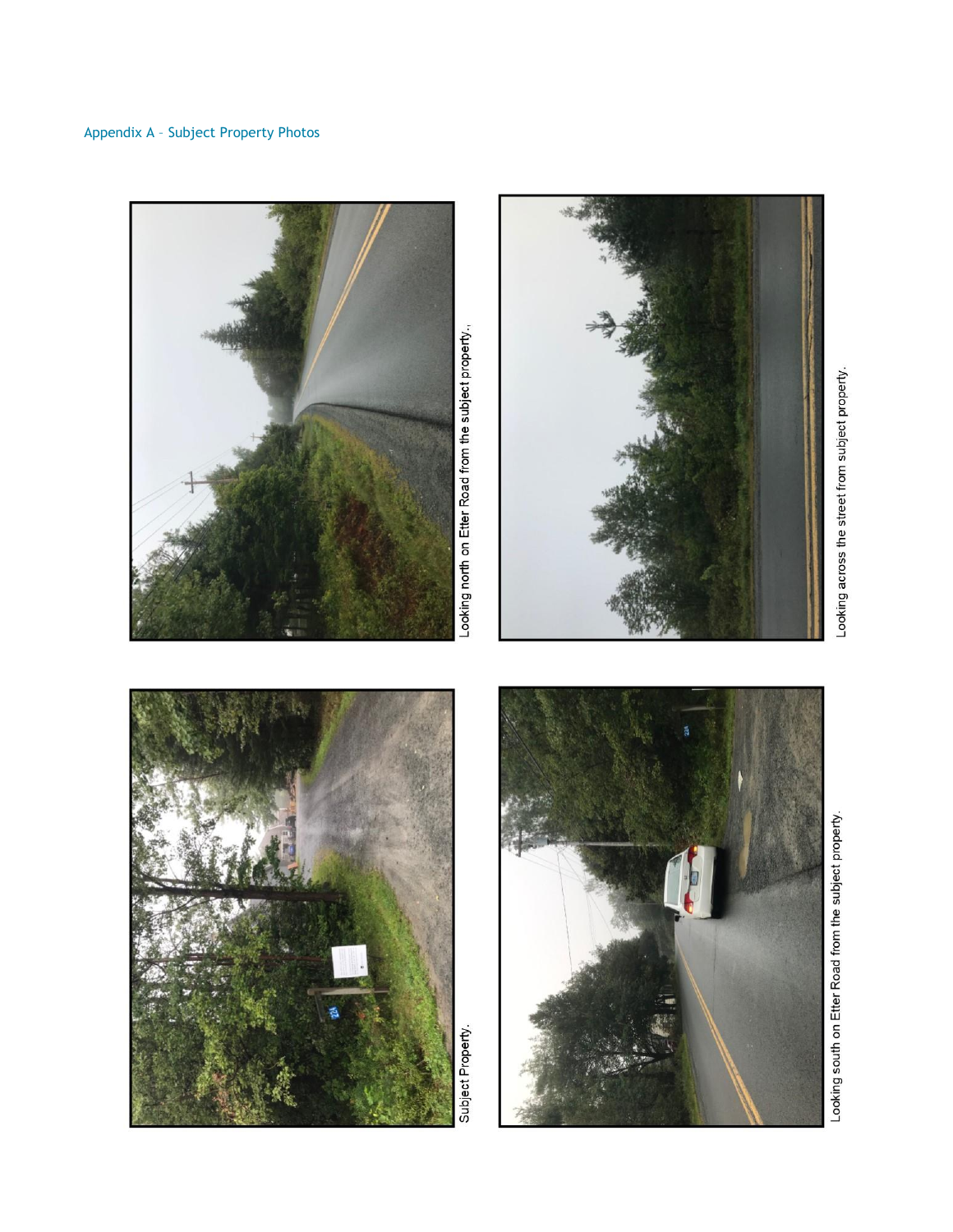Appendix A – Subject Property Photos

Subject Property.

Looking north on Etter Road from the subject property..

Looking south on Etter Road from the subject property.

Looking across the street from subject property.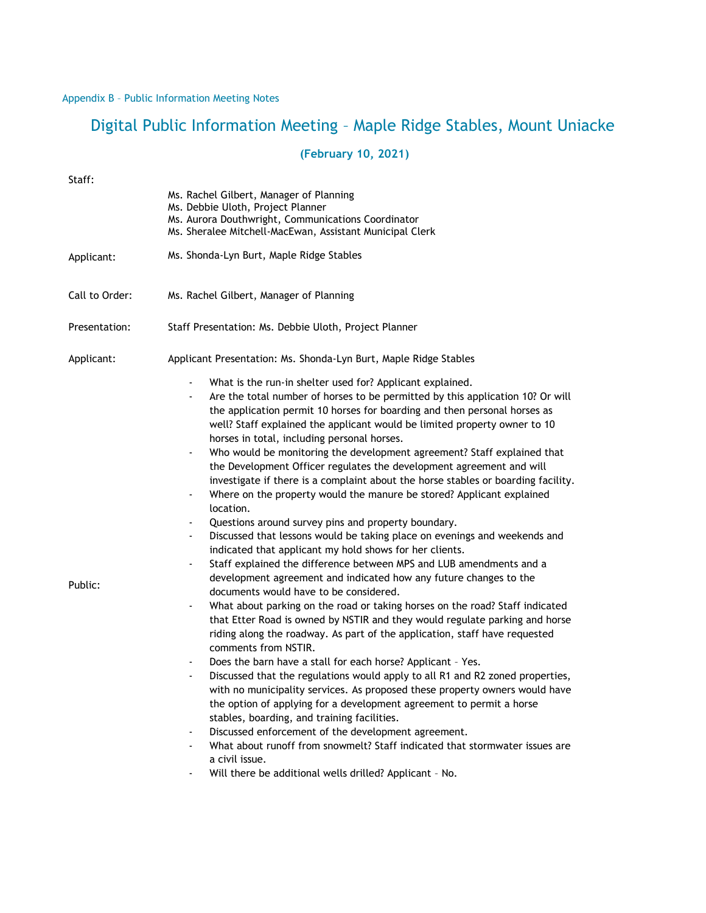Appendix B – Public Information Meeting Notes

# Digital Public Information Meeting – Maple Ridge Stables, Mount Uniacke

**(February 10, 2021)**

Staff:

Ms. Rachel Gilbert, Manager of Planning
Ms. Debbie Uloth, Project Planner
Ms. Aurora Douthwright, Communications Coordinator
Ms. Sheralee Mitchell-MacEwan, Assistant Municipal Clerk

Applicant: Ms. Shonda-Lyn Burt, Maple Ridge Stables

Call to Order: Ms. Rachel Gilbert, Manager of Planning

Presentation: Staff Presentation: Ms. Debbie Uloth, Project Planner

Applicant: Applicant Presentation: Ms. Shonda-Lyn Burt, Maple Ridge Stables

Public:

- What is the run-in shelter used for? Applicant explained.
- Are the total number of horses to be permitted by this application 10? Or will the application permit 10 horses for boarding and then personal horses as well? Staff explained the applicant would be limited property owner to 10 horses in total, including personal horses.
- Who would be monitoring the development agreement? Staff explained that the Development Officer regulates the development agreement and will investigate if there is a complaint about the horse stables or boarding facility.
- Where on the property would the manure be stored? Applicant explained location.
- Questions around survey pins and property boundary.
- Discussed that lessons would be taking place on evenings and weekends and indicated that applicant my hold shows for her clients.
- Staff explained the difference between MPS and LUB amendments and a development agreement and indicated how any future changes to the documents would have to be considered.
- What about parking on the road or taking horses on the road? Staff indicated that Etter Road is owned by NSTIR and they would regulate parking and horse riding along the roadway. As part of the application, staff have requested comments from NSTIR.
- Does the barn have a stall for each horse? Applicant – Yes.
- Discussed that the regulations would apply to all R1 and R2 zoned properties, with no municipality services. As proposed these property owners would have the option of applying for a development agreement to permit a horse stables, boarding, and training facilities.
- Discussed enforcement of the development agreement.
- What about runoff from snowmelt? Staff indicated that stormwater issues are a civil issue.
- Will there be additional wells drilled? Applicant – No.